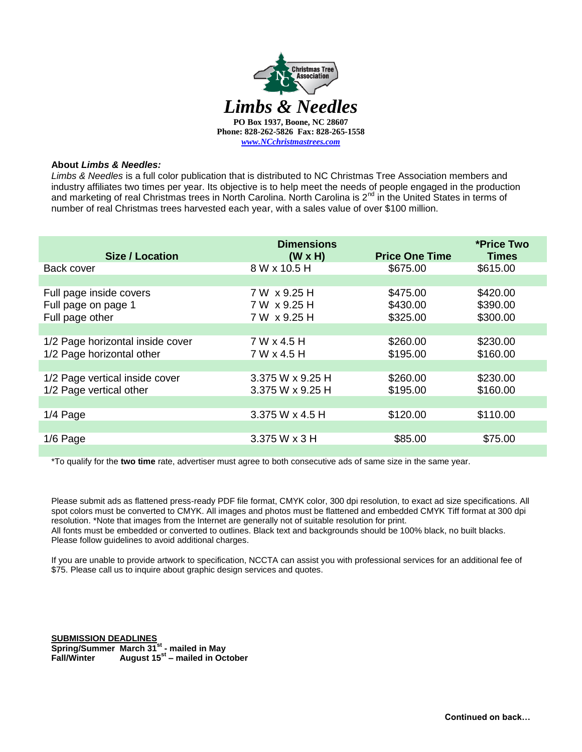# *Limbs & Needles*

**PO Box 1937, Boone, NC 28607**
**Phone: 828-262-5826 Fax: 828-265-1558**
*www.NCchristmastrees.com*

**About *Limbs & Needles:***

*Limbs & Needles* is a full color publication that is distributed to NC Christmas Tree Association members and industry affiliates two times per year. Its objective is to help meet the needs of people engaged in the production and marketing of real Christmas trees in North Carolina. North Carolina is 2nd in the United States in terms of number of real Christmas trees harvested each year, with a sales value of over $100 million.

| Size / Location | Dimensions (W x H) | Price One Time | *Price Two Times |
|---|---|---|---|
| Back cover | 8 W x 10.5 H | $675.00 | $615.00 |
| | | | |
| Full page inside covers | 7 W x 9.25 H | $475.00 | $420.00 |
| Full page on page 1 | 7 W x 9.25 H | $430.00 | $390.00 |
| Full page other | 7 W x 9.25 H | $325.00 | $300.00 |
| | | | |
| 1/2 Page horizontal inside cover | 7 W x 4.5 H | $260.00 | $230.00 |
| 1/2 Page horizontal other | 7 W x 4.5 H | $195.00 | $160.00 |
| | | | |
| 1/2 Page vertical inside cover | 3.375 W x 9.25 H | $260.00 | $230.00 |
| 1/2 Page vertical other | 3.375 W x 9.25 H | $195.00 | $160.00 |
| | | | |
| 1/4 Page | 3.375 W x 4.5 H | $120.00 | $110.00 |
| | | | |
| 1/6 Page | 3.375 W x 3 H | $85.00 | $75.00 |

*To qualify for the **two time** rate, advertiser must agree to both consecutive ads of same size in the same year.

Please submit ads as flattened press-ready PDF file format, CMYK color, 300 dpi resolution, to exact ad size specifications. All spot colors must be converted to CMYK. All images and photos must be flattened and embedded CMYK Tiff format at 300 dpi resolution. *Note that images from the Internet are generally not of suitable resolution for print.
All fonts must be embedded or converted to outlines. Black text and backgrounds should be 100% black, no built blacks. Please follow guidelines to avoid additional charges.

If you are unable to provide artwork to specification, NCCTA can assist you with professional services for an additional fee of $75. Please call us to inquire about graphic design services and quotes.

**SUBMISSION DEADLINES**

**Spring/Summer March 31st - mailed in May**
**Fall/Winter August 15st – mailed in October**

**Continued on back…**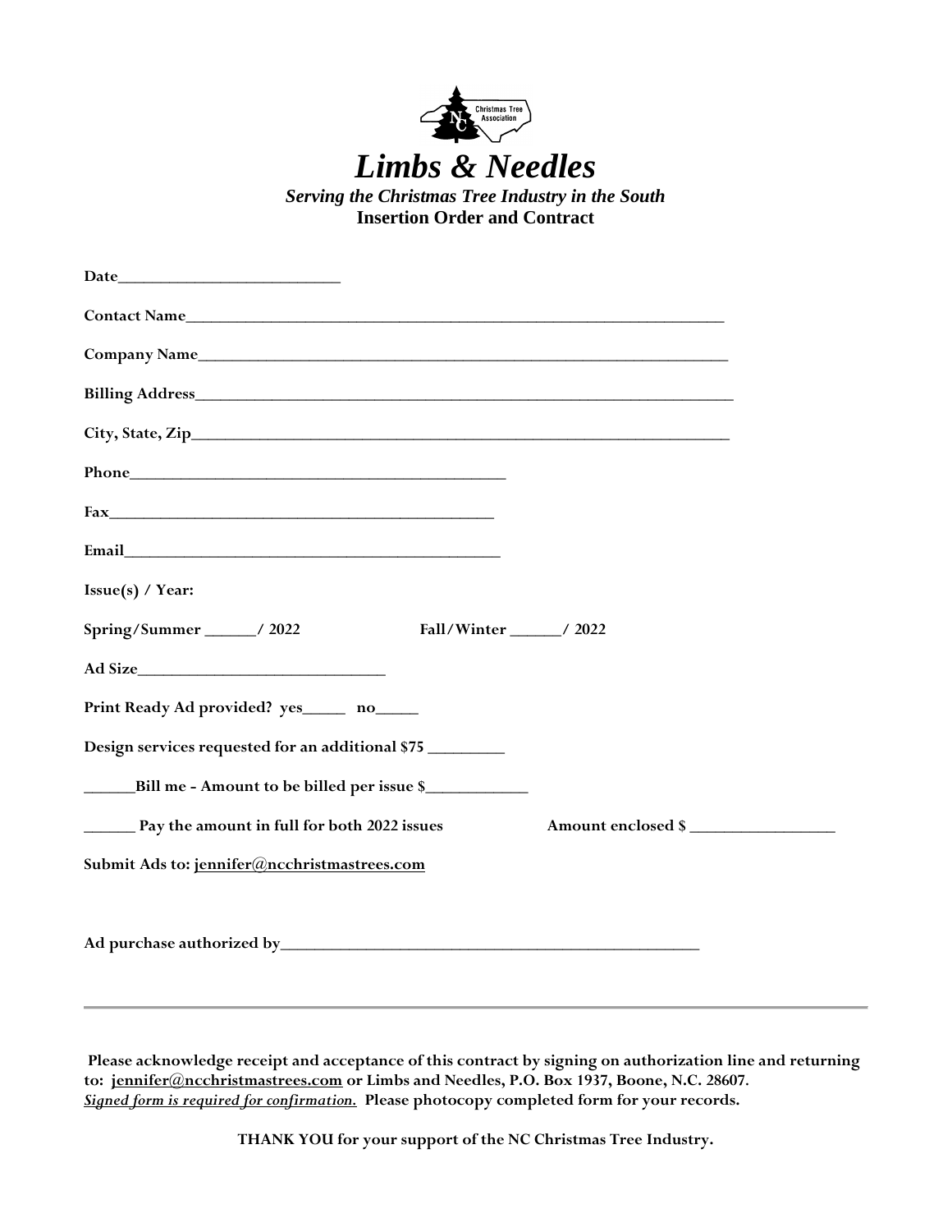Christmas Tree Association

# *Limbs & Needles*

***Serving the Christmas Tree Industry in the South***

**Insertion Order and Contract**

**Date**___________________________

**Contact Name**___________________________________________________________________

**Company Name**_________________________________________________________________

**Billing Address**_________________________________________________________________

**City, State, Zip**_________________________________________________________________

**Phone**_______________________________________________

**Fax**_________________________________________________

**Email**_______________________________________________

**Issue(s) / Year:**

**Spring/Summer ______/ 2022** **Fall/Winter ______/ 2022**

**Ad Size**______________________________

**Print Ready Ad provided? yes_____ no_____**

**Design services requested for an additional $75 _________**

**______Bill me - Amount to be billed per issue $____________**

**______ Pay the amount in full for both 2022 issues** **Amount enclosed $ _________________**

**Submit Ads to: jennifer@ncchristmastrees.com**

**Ad purchase authorized by**___________________________________________________

---

**Please acknowledge receipt and acceptance of this contract by signing on authorization line and returning to: jennifer@ncchristmastrees.com or Limbs and Needles, P.O. Box 1937, Boone, N.C. 28607.** ***Signed form is required for confirmation.*** **Please photocopy completed form for your records.**

**THANK YOU for your support of the NC Christmas Tree Industry.**